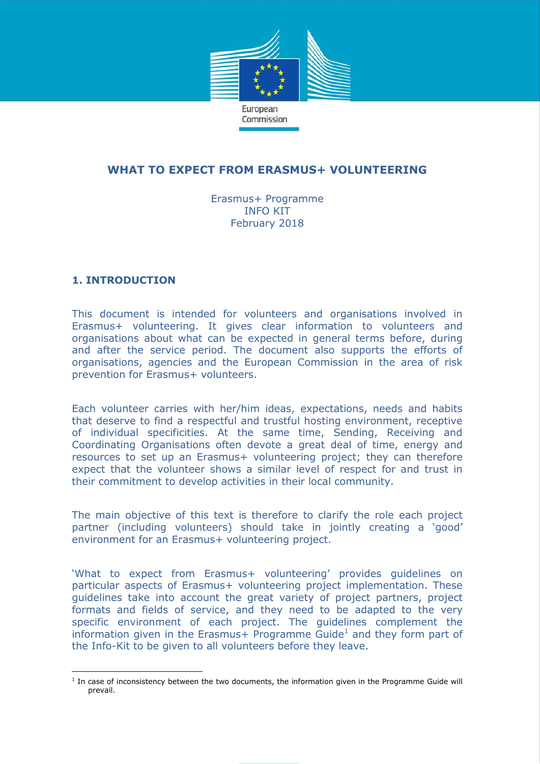European Commission

# WHAT TO EXPECT FROM ERASMUS+ VOLUNTEERING

Erasmus+ Programme
INFO KIT
February 2018

## 1. INTRODUCTION

This document is intended for volunteers and organisations involved in Erasmus+ volunteering. It gives clear information to volunteers and organisations about what can be expected in general terms before, during and after the service period. The document also supports the efforts of organisations, agencies and the European Commission in the area of risk prevention for Erasmus+ volunteers.

Each volunteer carries with her/him ideas, expectations, needs and habits that deserve to find a respectful and trustful hosting environment, receptive of individual specificities. At the same time, Sending, Receiving and Coordinating Organisations often devote a great deal of time, energy and resources to set up an Erasmus+ volunteering project; they can therefore expect that the volunteer shows a similar level of respect for and trust in their commitment to develop activities in their local community.

The main objective of this text is therefore to clarify the role each project partner (including volunteers) should take in jointly creating a 'good' environment for an Erasmus+ volunteering project.

'What to expect from Erasmus+ volunteering' provides guidelines on particular aspects of Erasmus+ volunteering project implementation. These guidelines take into account the great variety of project partners, project formats and fields of service, and they need to be adapted to the very specific environment of each project. The guidelines complement the information given in the Erasmus+ Programme Guide[1] and they form part of the Info-Kit to be given to all volunteers before they leave.

[1] In case of inconsistency between the two documents, the information given in the Programme Guide will prevail.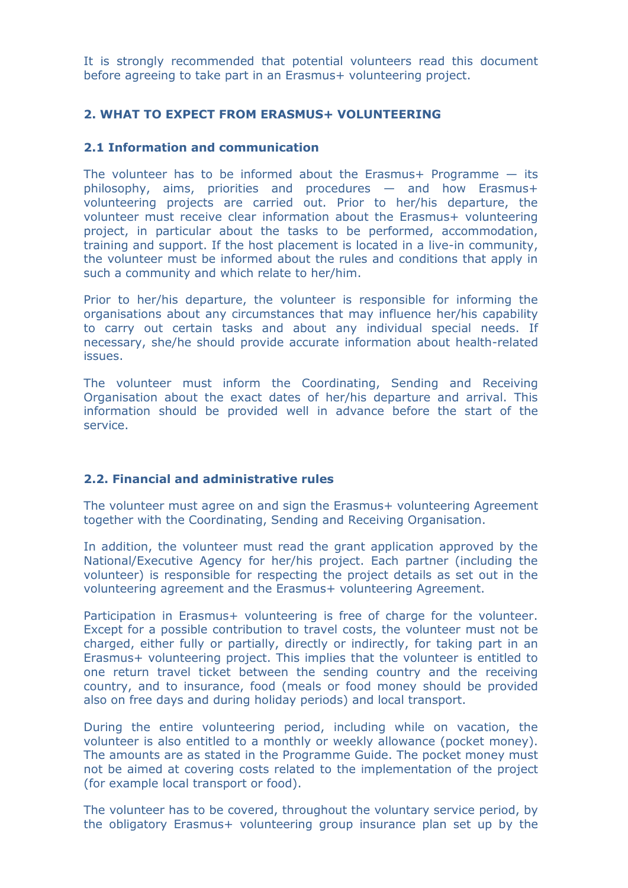It is strongly recommended that potential volunteers read this document before agreeing to take part in an Erasmus+ volunteering project.

## 2. WHAT TO EXPECT FROM ERASMUS+ VOLUNTEERING

### 2.1 Information and communication

The volunteer has to be informed about the Erasmus+ Programme — its philosophy, aims, priorities and procedures — and how Erasmus+ volunteering projects are carried out. Prior to her/his departure, the volunteer must receive clear information about the Erasmus+ volunteering project, in particular about the tasks to be performed, accommodation, training and support. If the host placement is located in a live-in community, the volunteer must be informed about the rules and conditions that apply in such a community and which relate to her/him.

Prior to her/his departure, the volunteer is responsible for informing the organisations about any circumstances that may influence her/his capability to carry out certain tasks and about any individual special needs. If necessary, she/he should provide accurate information about health-related issues.

The volunteer must inform the Coordinating, Sending and Receiving Organisation about the exact dates of her/his departure and arrival. This information should be provided well in advance before the start of the service.

### 2.2. Financial and administrative rules

The volunteer must agree on and sign the Erasmus+ volunteering Agreement together with the Coordinating, Sending and Receiving Organisation.

In addition, the volunteer must read the grant application approved by the National/Executive Agency for her/his project. Each partner (including the volunteer) is responsible for respecting the project details as set out in the volunteering agreement and the Erasmus+ volunteering Agreement.

Participation in Erasmus+ volunteering is free of charge for the volunteer. Except for a possible contribution to travel costs, the volunteer must not be charged, either fully or partially, directly or indirectly, for taking part in an Erasmus+ volunteering project. This implies that the volunteer is entitled to one return travel ticket between the sending country and the receiving country, and to insurance, food (meals or food money should be provided also on free days and during holiday periods) and local transport.

During the entire volunteering period, including while on vacation, the volunteer is also entitled to a monthly or weekly allowance (pocket money). The amounts are as stated in the Programme Guide. The pocket money must not be aimed at covering costs related to the implementation of the project (for example local transport or food).

The volunteer has to be covered, throughout the voluntary service period, by the obligatory Erasmus+ volunteering group insurance plan set up by the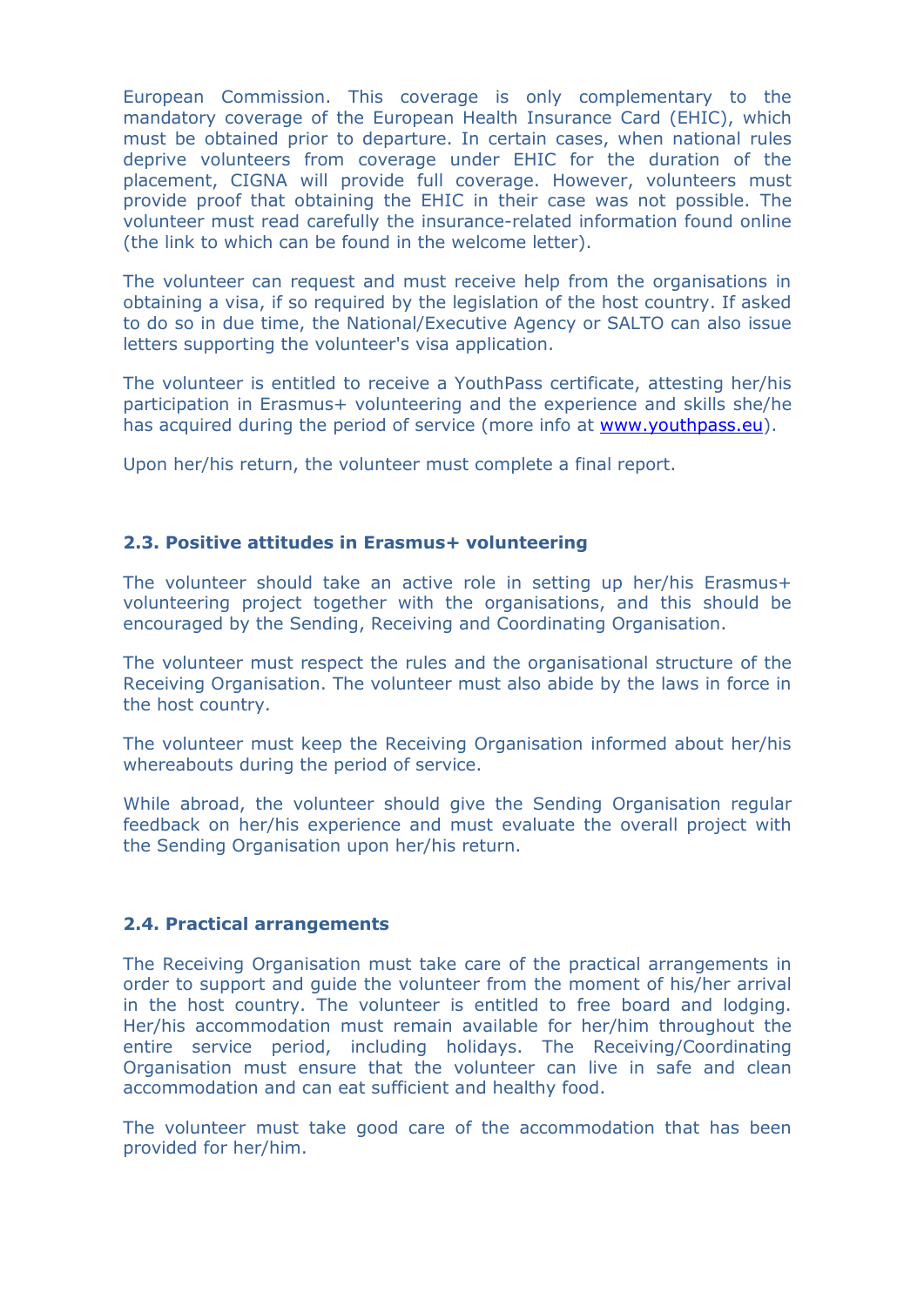European Commission. This coverage is only complementary to the mandatory coverage of the European Health Insurance Card (EHIC), which must be obtained prior to departure. In certain cases, when national rules deprive volunteers from coverage under EHIC for the duration of the placement, CIGNA will provide full coverage. However, volunteers must provide proof that obtaining the EHIC in their case was not possible. The volunteer must read carefully the insurance-related information found online (the link to which can be found in the welcome letter).

The volunteer can request and must receive help from the organisations in obtaining a visa, if so required by the legislation of the host country. If asked to do so in due time, the National/Executive Agency or SALTO can also issue letters supporting the volunteer's visa application.

The volunteer is entitled to receive a YouthPass certificate, attesting her/his participation in Erasmus+ volunteering and the experience and skills she/he has acquired during the period of service (more info at [www.youthpass.eu](http://www.youthpass.eu)).

Upon her/his return, the volunteer must complete a final report.

### 2.3. Positive attitudes in Erasmus+ volunteering

The volunteer should take an active role in setting up her/his Erasmus+ volunteering project together with the organisations, and this should be encouraged by the Sending, Receiving and Coordinating Organisation.

The volunteer must respect the rules and the organisational structure of the Receiving Organisation. The volunteer must also abide by the laws in force in the host country.

The volunteer must keep the Receiving Organisation informed about her/his whereabouts during the period of service.

While abroad, the volunteer should give the Sending Organisation regular feedback on her/his experience and must evaluate the overall project with the Sending Organisation upon her/his return.

### 2.4. Practical arrangements

The Receiving Organisation must take care of the practical arrangements in order to support and guide the volunteer from the moment of his/her arrival in the host country. The volunteer is entitled to free board and lodging. Her/his accommodation must remain available for her/him throughout the entire service period, including holidays. The Receiving/Coordinating Organisation must ensure that the volunteer can live in safe and clean accommodation and can eat sufficient and healthy food.

The volunteer must take good care of the accommodation that has been provided for her/him.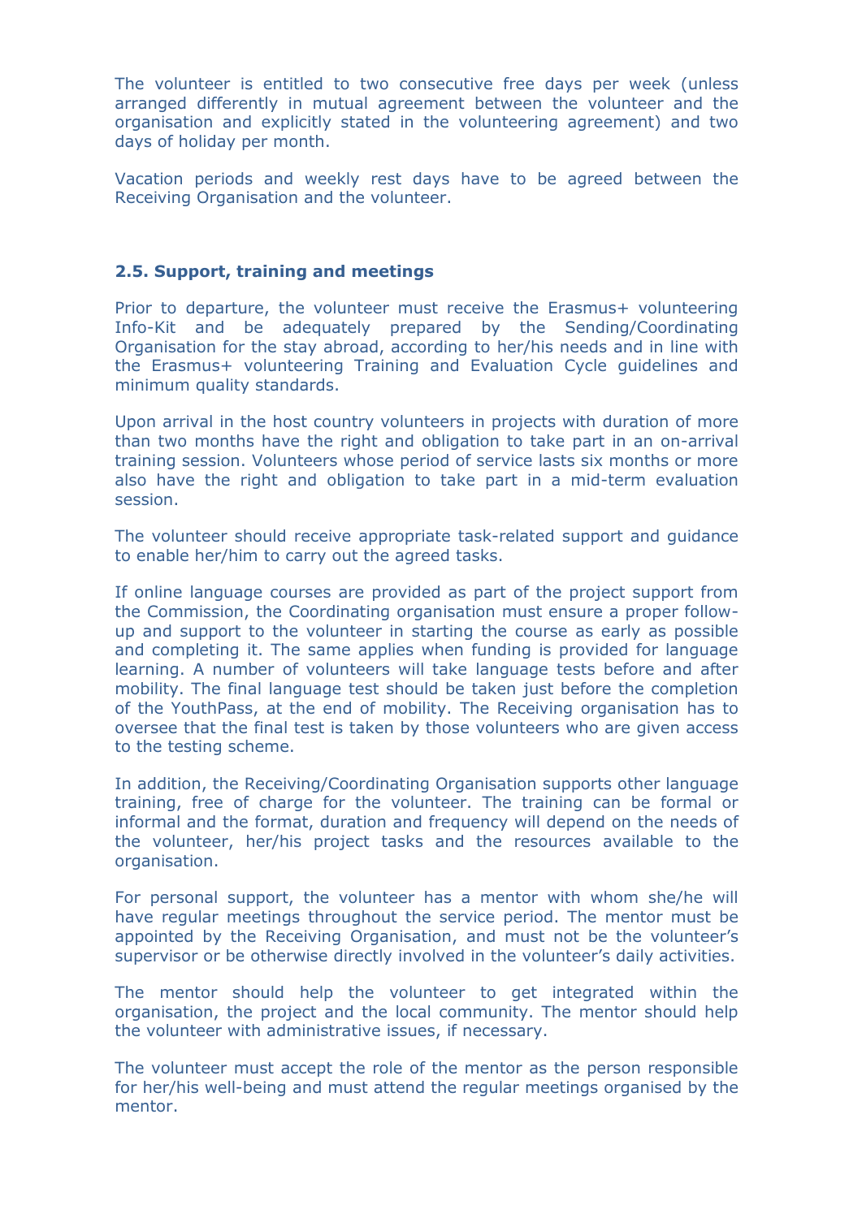The volunteer is entitled to two consecutive free days per week (unless arranged differently in mutual agreement between the volunteer and the organisation and explicitly stated in the volunteering agreement) and two days of holiday per month.

Vacation periods and weekly rest days have to be agreed between the Receiving Organisation and the volunteer.

### 2.5. Support, training and meetings

Prior to departure, the volunteer must receive the Erasmus+ volunteering Info-Kit and be adequately prepared by the Sending/Coordinating Organisation for the stay abroad, according to her/his needs and in line with the Erasmus+ volunteering Training and Evaluation Cycle guidelines and minimum quality standards.

Upon arrival in the host country volunteers in projects with duration of more than two months have the right and obligation to take part in an on-arrival training session. Volunteers whose period of service lasts six months or more also have the right and obligation to take part in a mid-term evaluation session.

The volunteer should receive appropriate task-related support and guidance to enable her/him to carry out the agreed tasks.

If online language courses are provided as part of the project support from the Commission, the Coordinating organisation must ensure a proper follow-up and support to the volunteer in starting the course as early as possible and completing it. The same applies when funding is provided for language learning. A number of volunteers will take language tests before and after mobility. The final language test should be taken just before the completion of the YouthPass, at the end of mobility. The Receiving organisation has to oversee that the final test is taken by those volunteers who are given access to the testing scheme.

In addition, the Receiving/Coordinating Organisation supports other language training, free of charge for the volunteer. The training can be formal or informal and the format, duration and frequency will depend on the needs of the volunteer, her/his project tasks and the resources available to the organisation.

For personal support, the volunteer has a mentor with whom she/he will have regular meetings throughout the service period. The mentor must be appointed by the Receiving Organisation, and must not be the volunteer's supervisor or be otherwise directly involved in the volunteer's daily activities.

The mentor should help the volunteer to get integrated within the organisation, the project and the local community. The mentor should help the volunteer with administrative issues, if necessary.

The volunteer must accept the role of the mentor as the person responsible for her/his well-being and must attend the regular meetings organised by the mentor.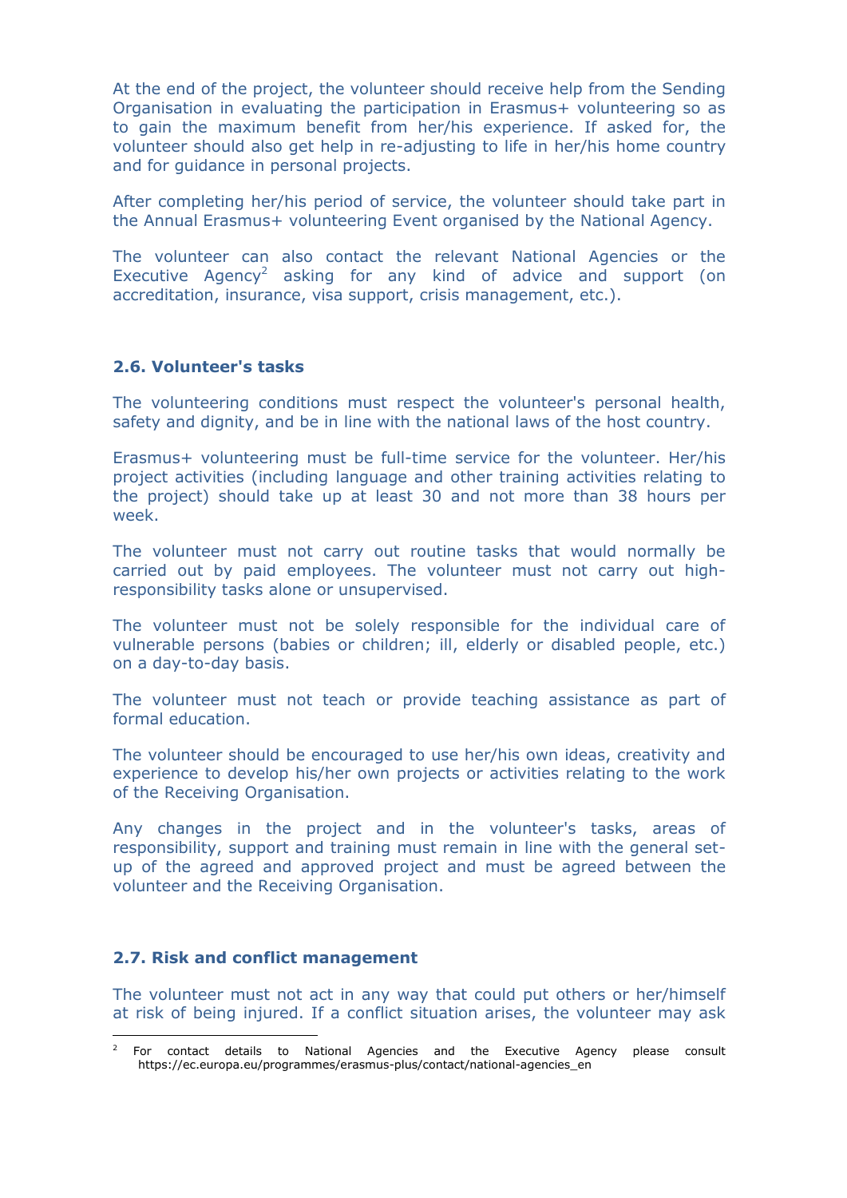At the end of the project, the volunteer should receive help from the Sending Organisation in evaluating the participation in Erasmus+ volunteering so as to gain the maximum benefit from her/his experience. If asked for, the volunteer should also get help in re-adjusting to life in her/his home country and for guidance in personal projects.

After completing her/his period of service, the volunteer should take part in the Annual Erasmus+ volunteering Event organised by the National Agency.

The volunteer can also contact the relevant National Agencies or the Executive Agency[2] asking for any kind of advice and support (on accreditation, insurance, visa support, crisis management, etc.).

### 2.6. Volunteer's tasks

The volunteering conditions must respect the volunteer's personal health, safety and dignity, and be in line with the national laws of the host country.

Erasmus+ volunteering must be full-time service for the volunteer. Her/his project activities (including language and other training activities relating to the project) should take up at least 30 and not more than 38 hours per week.

The volunteer must not carry out routine tasks that would normally be carried out by paid employees. The volunteer must not carry out high-responsibility tasks alone or unsupervised.

The volunteer must not be solely responsible for the individual care of vulnerable persons (babies or children; ill, elderly or disabled people, etc.) on a day-to-day basis.

The volunteer must not teach or provide teaching assistance as part of formal education.

The volunteer should be encouraged to use her/his own ideas, creativity and experience to develop his/her own projects or activities relating to the work of the Receiving Organisation.

Any changes in the project and in the volunteer's tasks, areas of responsibility, support and training must remain in line with the general set-up of the agreed and approved project and must be agreed between the volunteer and the Receiving Organisation.

### 2.7. Risk and conflict management

The volunteer must not act in any way that could put others or her/himself at risk of being injured. If a conflict situation arises, the volunteer may ask

---

[2] For contact details to National Agencies and the Executive Agency please consult https://ec.europa.eu/programmes/erasmus-plus/contact/national-agencies_en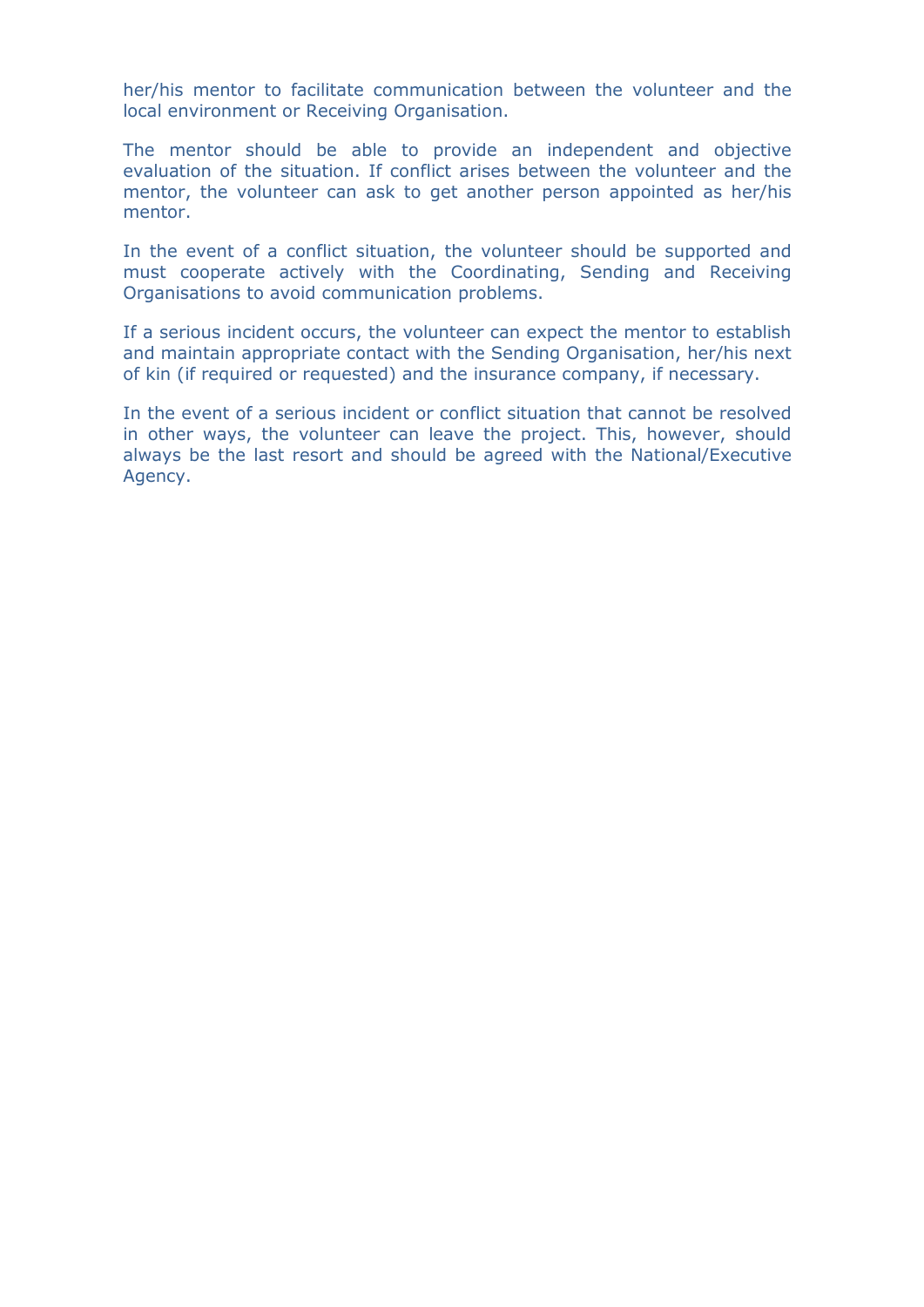her/his mentor to facilitate communication between the volunteer and the local environment or Receiving Organisation.

The mentor should be able to provide an independent and objective evaluation of the situation. If conflict arises between the volunteer and the mentor, the volunteer can ask to get another person appointed as her/his mentor.

In the event of a conflict situation, the volunteer should be supported and must cooperate actively with the Coordinating, Sending and Receiving Organisations to avoid communication problems.

If a serious incident occurs, the volunteer can expect the mentor to establish and maintain appropriate contact with the Sending Organisation, her/his next of kin (if required or requested) and the insurance company, if necessary.

In the event of a serious incident or conflict situation that cannot be resolved in other ways, the volunteer can leave the project. This, however, should always be the last resort and should be agreed with the National/Executive Agency.